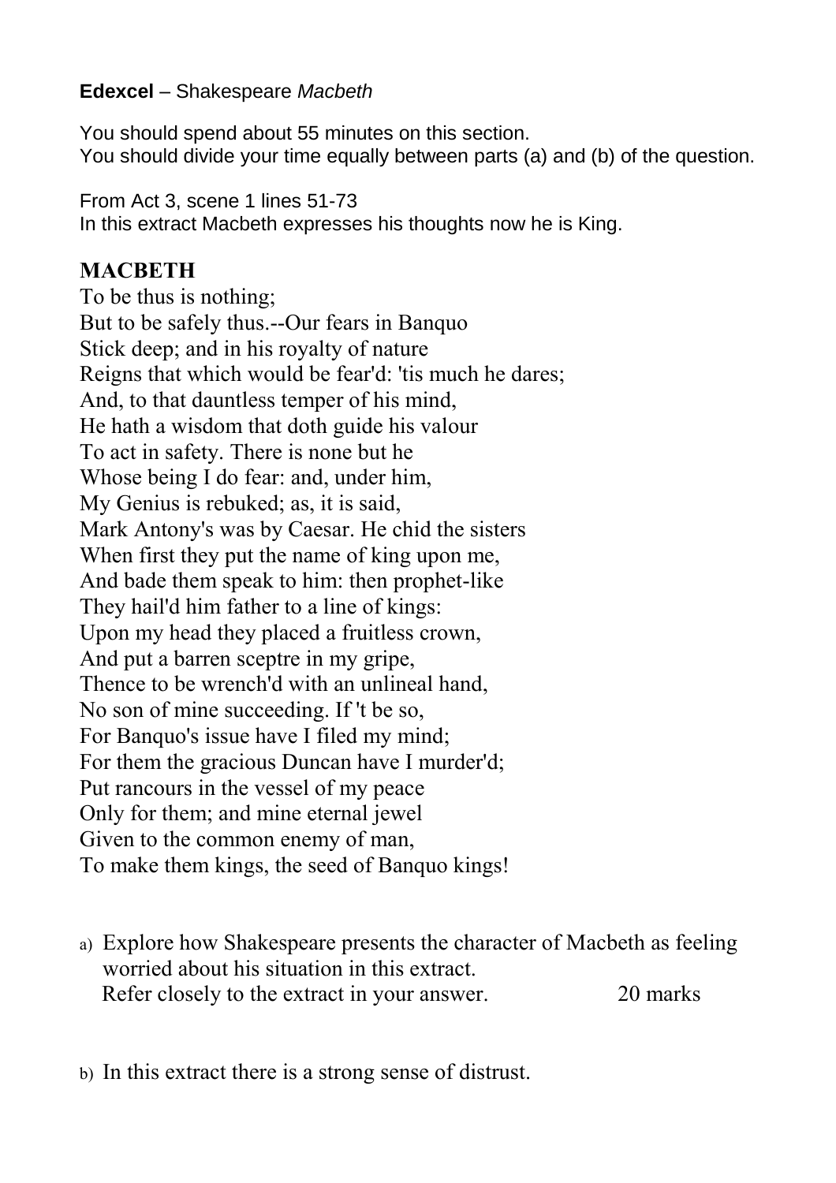**Edexcel** – Shakespeare *Macbeth*

You should spend about 55 minutes on this section.
You should divide your time equally between parts (a) and (b) of the question.

From Act 3, scene 1 lines 51-73
In this extract Macbeth expresses his thoughts now he is King.

**MACBETH**

To be thus is nothing;
But to be safely thus.--Our fears in Banquo
Stick deep; and in his royalty of nature
Reigns that which would be fear'd: 'tis much he dares;
And, to that dauntless temper of his mind,
He hath a wisdom that doth guide his valour
To act in safety. There is none but he
Whose being I do fear: and, under him,
My Genius is rebuked; as, it is said,
Mark Antony's was by Caesar. He chid the sisters
When first they put the name of king upon me,
And bade them speak to him: then prophet-like
They hail'd him father to a line of kings:
Upon my head they placed a fruitless crown,
And put a barren sceptre in my gripe,
Thence to be wrench'd with an unlineal hand,
No son of mine succeeding. If 't be so,
For Banquo's issue have I filed my mind;
For them the gracious Duncan have I murder'd;
Put rancours in the vessel of my peace
Only for them; and mine eternal jewel
Given to the common enemy of man,
To make them kings, the seed of Banquo kings!

a) Explore how Shakespeare presents the character of Macbeth as feeling worried about his situation in this extract.
Refer closely to the extract in your answer. 20 marks

b) In this extract there is a strong sense of distrust.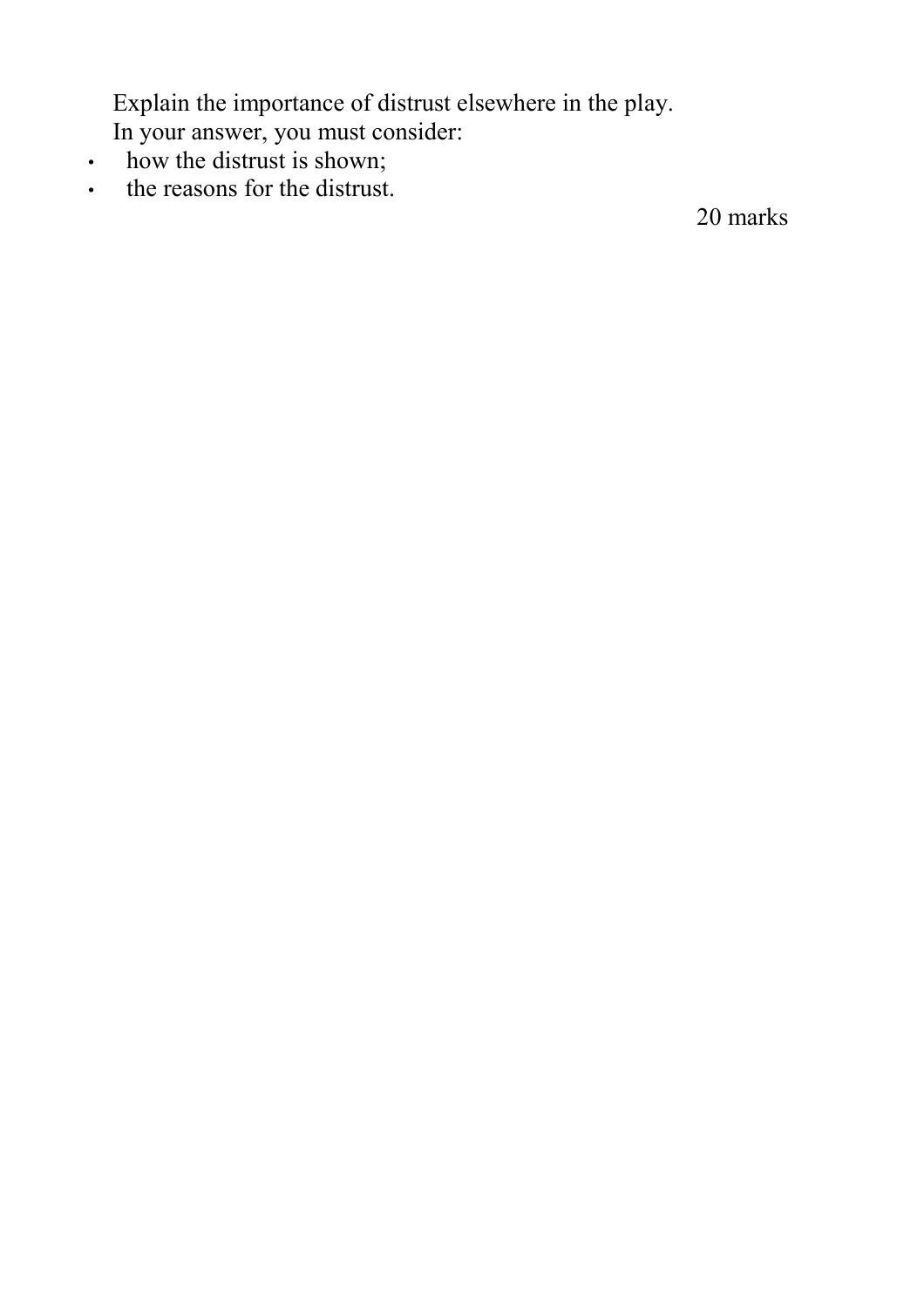Explain the importance of distrust elsewhere in the play.
In your answer, you must consider:

- how the distrust is shown;
- the reasons for the distrust.

20 marks